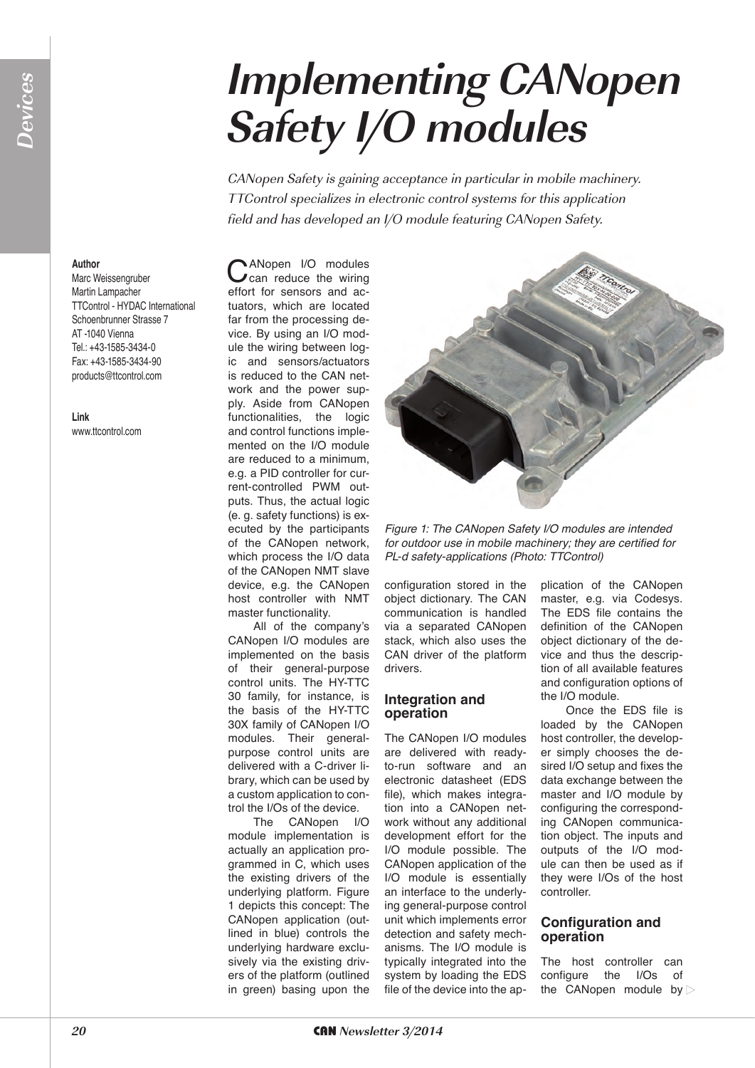# Implementing CANopen Safety I/O modules

*CANopen Safety is gaining acceptance in particular in mobile machinery. TTControl specializes in electronic control systems for this application field and has developed an I/O module featuring CANopen Safety.*

**Author**
Marc Weissengruber
Martin Lampacher
TTControl - HYDAC International
Schoenbrunner Strasse 7
AT -1040 Vienna
Tel.: +43-1585-3434-0
Fax: +43-1585-3434-90
products@ttcontrol.com

**Link**
www.ttcontrol.com

CANopen I/O modules can reduce the wiring effort for sensors and actuators, which are located far from the processing device. By using an I/O module the wiring between logic and sensors/actuators is reduced to the CAN network and the power supply. Aside from CANopen functionalities, the logic and control functions implemented on the I/O module are reduced to a minimum, e.g. a PID controller for current-controlled PWM outputs. Thus, the actual logic (e. g. safety functions) is executed by the participants of the CANopen network, which process the I/O data of the CANopen NMT slave device, e.g. the CANopen host controller with NMT master functionality.

All of the company's CANopen I/O modules are implemented on the basis of their general-purpose control units. The HY-TTC 30 family, for instance, is the basis of the HY-TTC 30X family of CANopen I/O modules. Their general-purpose control units are delivered with a C-driver library, which can be used by a custom application to control the I/Os of the device.

The CANopen I/O module implementation is actually an application programmed in C, which uses the existing drivers of the underlying platform. Figure 1 depicts this concept: The CANopen application (outlined in blue) controls the underlying hardware exclusively via the existing drivers of the platform (outlined in green) basing upon the configuration stored in the object dictionary. The CAN communication is handled via a separated CANopen stack, which also uses the CAN driver of the platform drivers.

*Figure 1: The CANopen Safety I/O modules are intended for outdoor use in mobile machinery; they are certified for PL-d safety-applications (Photo: TTControl)*

## Integration and operation

The CANopen I/O modules are delivered with ready-to-run software and an electronic datasheet (EDS file), which makes integration into a CANopen network without any additional development effort for the I/O module possible. The CANopen application of the I/O module is essentially an interface to the underlying general-purpose control unit which implements error detection and safety mechanisms. The I/O module is typically integrated into the system by loading the EDS file of the device into the application of the CANopen master, e.g. via Codesys. The EDS file contains the definition of the CANopen object dictionary of the device and thus the description of all available features and configuration options of the I/O module.

Once the EDS file is loaded by the CANopen host controller, the developer simply chooses the desired I/O setup and fixes the data exchange between the master and I/O module by configuring the corresponding CANopen communication object. The inputs and outputs of the I/O module can then be used as if they were I/Os of the host controller.

## Configuration and operation

The host controller can configure the I/Os of the CANopen module by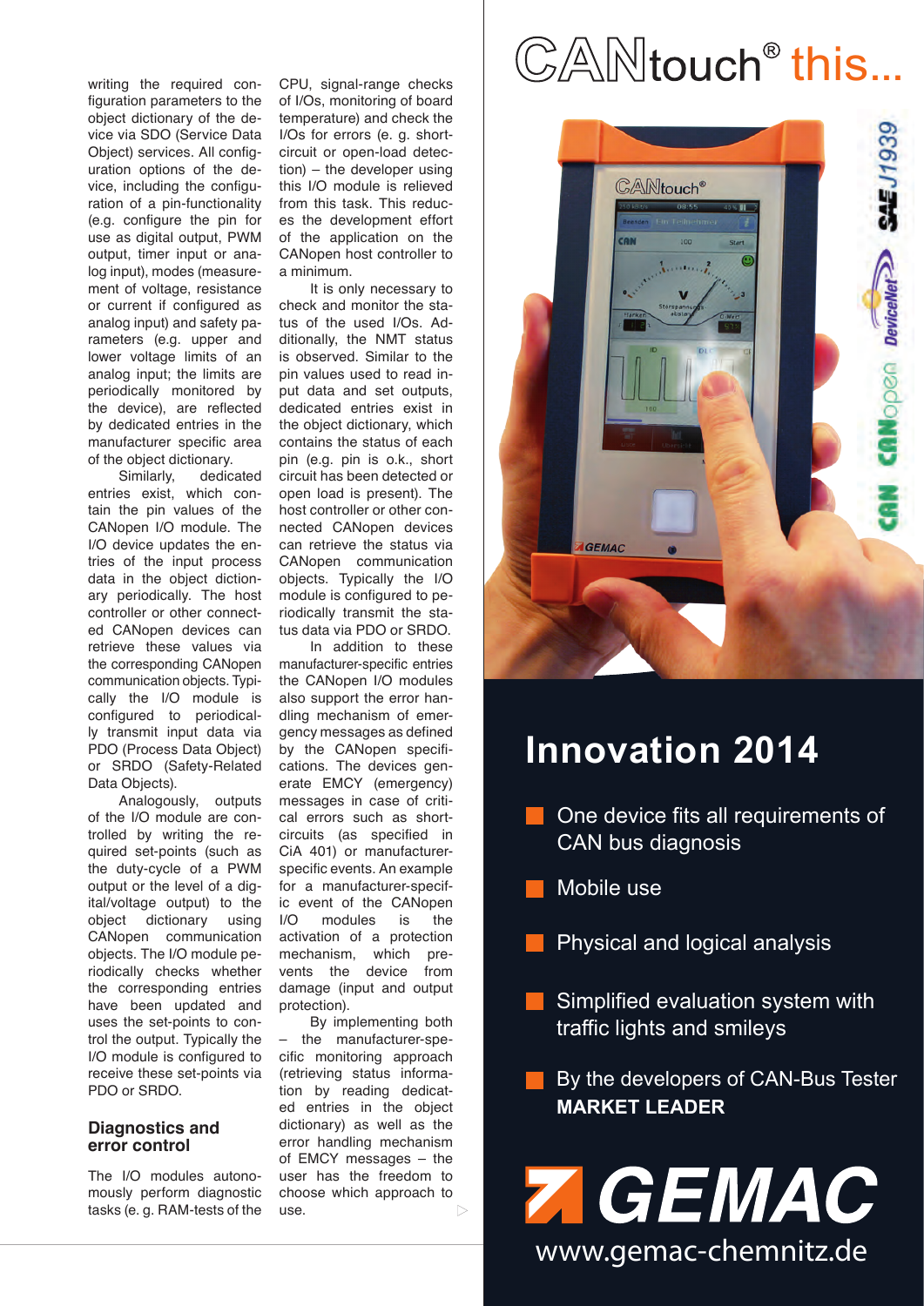writing the required configuration parameters to the object dictionary of the device via SDO (Service Data Object) services. All configuration options of the device, including the configuration of a pin-functionality (e.g. configure the pin for use as digital output, PWM output, timer input or analog input), modes (measurement of voltage, resistance or current if configured as analog input) and safety parameters (e.g. upper and lower voltage limits of an analog input; the limits are periodically monitored by the device), are reflected by dedicated entries in the manufacturer specific area of the object dictionary.

Similarly, dedicated entries exist, which contain the pin values of the CANopen I/O module. The I/O device updates the entries of the input process data in the object dictionary periodically. The host controller or other connected CANopen devices can retrieve these values via the corresponding CANopen communication objects. Typically the I/O module is configured to periodically transmit input data via PDO (Process Data Object) or SRDO (Safety-Related Data Objects).

Analogously, outputs of the I/O module are controlled by writing the required set-points (such as the duty-cycle of a PWM output or the level of a digital/voltage output) to the object dictionary using CANopen communication objects. The I/O module periodically checks whether the corresponding entries have been updated and uses the set-points to control the output. Typically the I/O module is configured to receive these set-points via PDO or SRDO.

## Diagnostics and error control

The I/O modules autonomously perform diagnostic tasks (e. g. RAM-tests of the CPU, signal-range checks of I/Os, monitoring of board temperature) and check the I/Os for errors (e. g. short-circuit or open-load detection) – the developer using this I/O module is relieved from this task. This reduces the development effort of the application on the CANopen host controller to a minimum.

It is only necessary to check and monitor the status of the used I/Os. Additionally, the NMT status is observed. Similar to the pin values used to read input data and set outputs, dedicated entries exist in the object dictionary, which contains the status of each pin (e.g. pin is o.k., short circuit has been detected or open load is present). The host controller or other connected CANopen devices can retrieve the status via CANopen communication objects. Typically the I/O module is configured to periodically transmit the status data via PDO or SRDO.

In addition to these manufacturer-specific entries the CANopen I/O modules also support the error handling mechanism of emergency messages as defined by the CANopen specifications. The devices generate EMCY (emergency) messages in case of critical errors such as short-circuits (as specified in CiA 401) or manufacturer-specific events. An example for a manufacturer-specific event of the CANopen I/O modules is the activation of a protection mechanism, which prevents the device from damage (input and output protection).

By implementing both – the manufacturer-specific monitoring approach (retrieving status information by reading dedicated entries in the object dictionary) as well as the error handling mechanism of EMCY messages – the user has the freedom to choose which approach to use.

# CANtouch® this...

## Innovation 2014

- One device fits all requirements of CAN bus diagnosis
- Mobile use
- Physical and logical analysis
- Simplified evaluation system with traffic lights and smileys
- By the developers of CAN-Bus Tester **MARKET LEADER**

**GEMAC**

www.gemac-chemnitz.de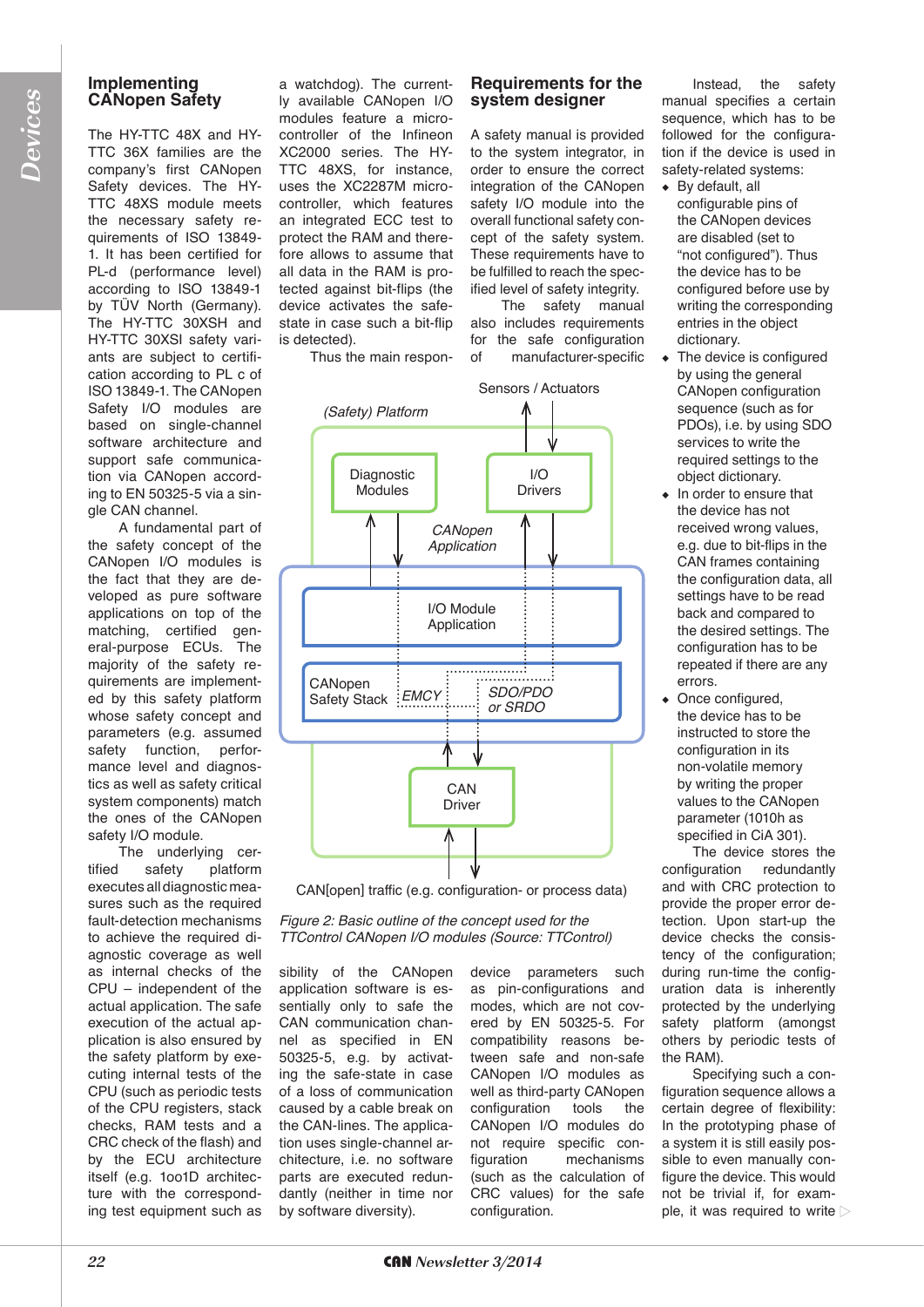## Implementing CANopen Safety

The HY-TTC 48X and HY-TTC 36X families are the company's first CANopen Safety devices. The HY-TTC 48XS module meets the necessary safety requirements of ISO 13849-1. It has been certified for PL-d (performance level) according to ISO 13849-1 by TÜV North (Germany). The HY-TTC 30XSH and HY-TTC 30XSI safety variants are subject to certification according to PL c of ISO 13849-1. The CANopen Safety I/O modules are based on single-channel software architecture and support safe communication via CANopen according to EN 50325-5 via a single CAN channel.

A fundamental part of the safety concept of the CANopen I/O modules is the fact that they are developed as pure software applications on top of the matching, certified general-purpose ECUs. The majority of the safety requirements are implemented by this safety platform whose safety concept and parameters (e.g. assumed safety function, performance level and diagnostics as well as safety critical system components) match the ones of the CANopen safety I/O module.

The underlying certified safety platform executes all diagnostic measures such as the required fault-detection mechanisms to achieve the required diagnostic coverage as well as internal checks of the CPU – independent of the actual application. The safe execution of the actual application is also ensured by the safety platform by executing internal tests of the CPU (such as periodic tests of the CPU registers, stack checks, RAM tests and a CRC check of the flash) and by the ECU architecture itself (e.g. 1oo1D architecture with the corresponding test equipment such as a watchdog). The currently available CANopen I/O modules feature a micro-controller of the Infineon XC2000 series. The HY-TTC 48XS, for instance, uses the XC2287M micro-controller, which features an integrated ECC test to protect the RAM and therefore allows to assume that all data in the RAM is protected against bit-flips (the device activates the safe-state in case such a bit-flip is detected).

Thus the main responsibility of the CANopen application software is essentially only to safe the CAN communication channel as specified in EN 50325-5, e.g. by activating the safe-state in case of a loss of communication caused by a cable break on the CAN-lines. The application uses single-channel architecture, i.e. no software parts are executed redundantly (neither in time nor by software diversity).

*Figure 2: Basic outline of the concept used for the TTControl CANopen I/O modules (Source: TTControl)*

## Requirements for the system designer

A safety manual is provided to the system integrator, in order to ensure the correct integration of the CANopen safety I/O module into the overall functional safety concept of the safety system. These requirements have to be fulfilled to reach the specified level of safety integrity.

The safety manual also includes requirements for the safe configuration of manufacturer-specific device parameters such as pin-configurations and modes, which are not covered by EN 50325-5. For compatibility reasons between safe and non-safe CANopen I/O modules as well as third-party CANopen configuration tools the CANopen I/O modules do not require specific configuration mechanisms (such as the calculation of CRC values) for the safe configuration.

Instead, the safety manual specifies a certain sequence, which has to be followed for the configuration of the device is used in safety-related systems:

- By default, all configurable pins of the CANopen devices are disabled (set to "not configured"). Thus the device has to be configured before use by writing the corresponding entries in the object dictionary.
- The device is configured by using the general CANopen configuration sequence (such as for PDOs), i.e. by using SDO services to write the required settings to the object dictionary.
- In order to ensure that the device has not received wrong values, e.g. due to bit-flips in the CAN frames containing the configuration data, all settings have to be read back and compared to the desired settings. The configuration has to be repeated if there are any errors.
- Once configured, the device has to be instructed to store the configuration in its non-volatile memory by writing the proper values to the CANopen parameter (1010h as specified in CiA 301).

The device stores the configuration redundantly and with CRC protection to provide the proper error detection. Upon start-up the device checks the consistency of the configuration; during run-time the configuration data is inherently protected by the underlying safety platform (amongst others by periodic tests of the RAM).

Specifying such a configuration sequence allows a certain degree of flexibility: In the prototyping phase of a system it is still easily possible to even manually configure the device. This would not be trivial if, for example, it was required to write ▷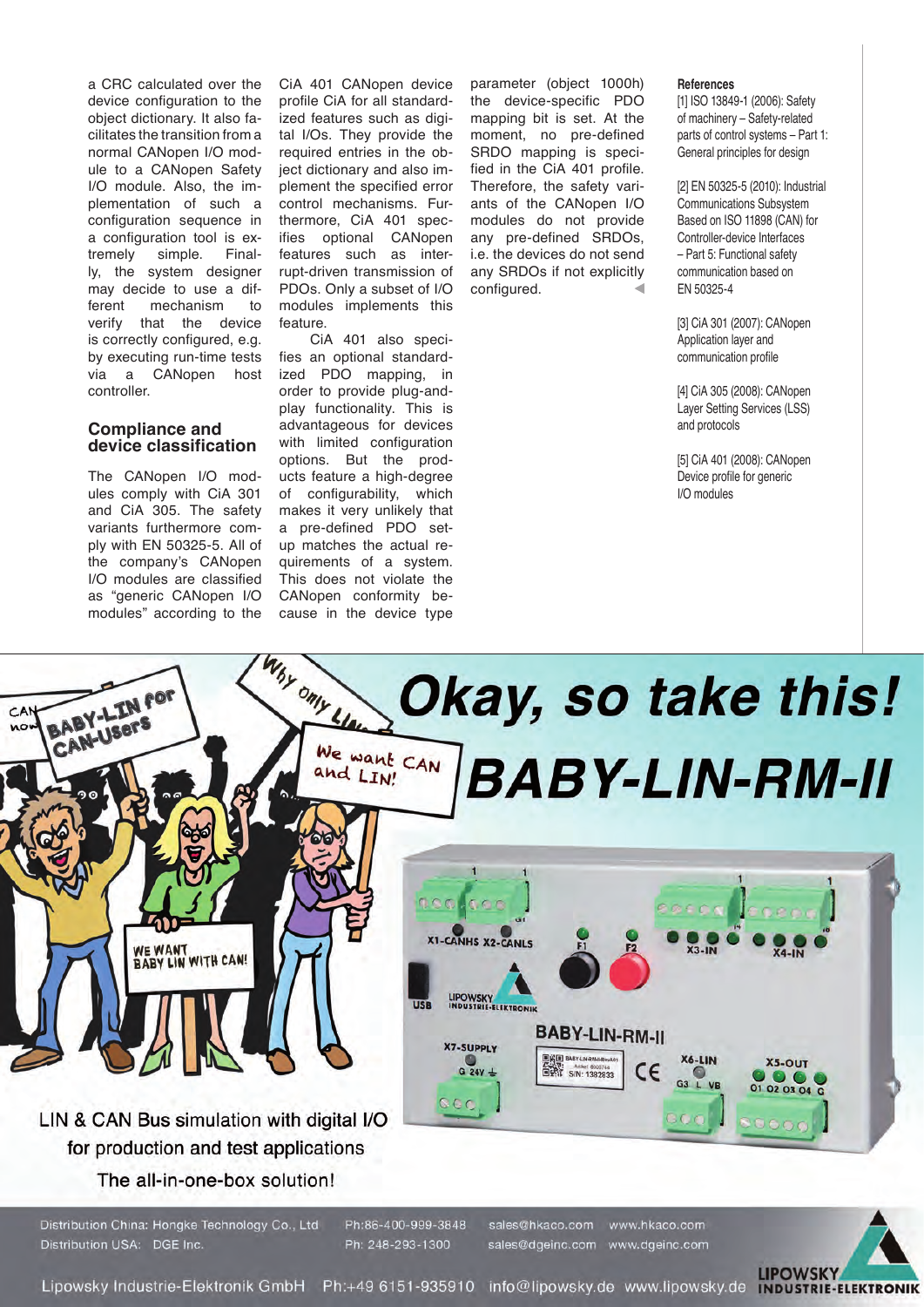a CRC calculated over the device configuration to the object dictionary. It also facilitates the transition from a normal CANopen I/O module to a CANopen Safety I/O module. Also, the implementation of such a configuration sequence in a configuration tool is extremely simple. Finally, the system designer may decide to use a different mechanism to verify that the device is correctly configured, e.g. by executing run-time tests via a CANopen host controller.

## Compliance and device classification

The CANopen I/O modules comply with CiA 301 and CiA 305. The safety variants furthermore comply with EN 50325-5. All of the company's CANopen I/O modules are classified as "generic CANopen I/O modules" according to the CiA 401 CANopen device profile CiA for all standardized features such as digital I/Os. They provide the required entries in the object dictionary and also implement the specified error control mechanisms. Furthermore, CiA 401 specifies optional CANopen features such as interrupt-driven transmission of PDOs. Only a subset of I/O modules implements this feature.

CiA 401 also specifies an optional standardized PDO mapping, in order to provide plug-and-play functionality. This is advantageous for devices with limited configuration options. But the products feature a high-degree of configurability, which makes it very unlikely that a pre-defined PDO set-up matches the actual requirements of a system. This does not violate the CANopen conformity because in the device type parameter (object 1000h) the device-specific PDO mapping bit is set. At the moment, no pre-defined SRDO mapping is specified in the CiA 401 profile. Therefore, the safety variants of the CANopen I/O modules do not provide any pre-defined SRDOs, i.e. the devices do not send any SRDOs if not explicitly configured.

### References

[1] ISO 13849-1 (2006): Safety of machinery – Safety-related parts of control systems – Part 1: General principles for design

[2] EN 50325-5 (2010): Industrial Communications Subsystem Based on ISO 11898 (CAN) for Controller-device Interfaces – Part 5: Functional safety communication based on EN 50325-4

[3] CiA 301 (2007): CANopen Application layer and communication profile

[4] CiA 305 (2008): CANopen Layer Setting Services (LSS) and protocols

[5] CiA 401 (2008): CANopen Device profile for generic I/O modules

Okay, so take this!

BABY-LIN-RM-II

LIN & CAN Bus simulation with digital I/O for production and test applications

The all-in-one-box solution!

Distribution China: Hongke Technology Co., Ltd Ph:86-400-999-3848 sales@hkaco.com www.hkaco.com
Distribution USA: DGE Inc. Ph: 248-293-1300 sales@dgeinc.com www.dgeinc.com

Lipowsky Industrie-Elektronik GmbH Ph:+49 6151-935910 info@lipowsky.de www.lipowsky.de